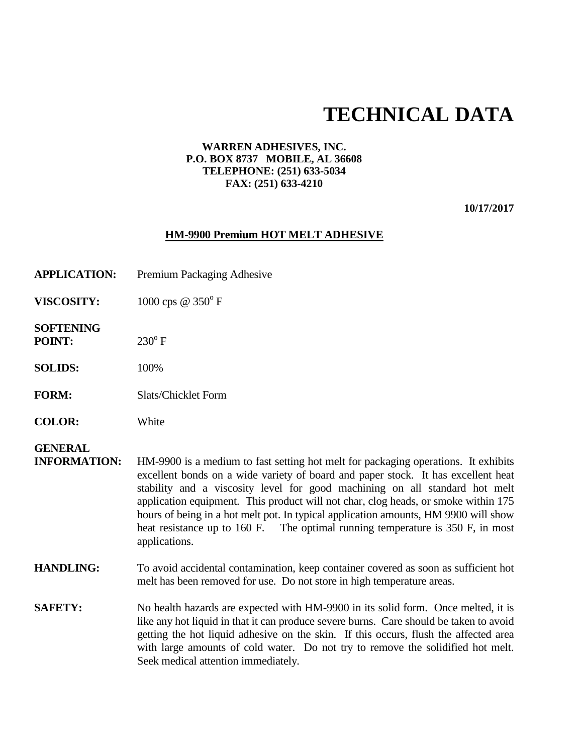# TECHNICAL DATA

**WARREN ADHESIVES, INC.**
**P.O. BOX 8737 MOBILE, AL 36608**
**TELEPHONE: (251) 633-5034**
**FAX: (251) 633-4210**

**10/17/2017**

## HM-9900 Premium HOT MELT ADHESIVE

**APPLICATION:** Premium Packaging Adhesive

**VISCOSITY:** 1000 cps @ 350$^{o}$ F

**SOFTENING POINT:** 230$^{o}$ F

**SOLIDS:** 100%

**FORM:** Slats/Chicklet Form

**COLOR:** White

**GENERAL INFORMATION:** HM-9900 is a medium to fast setting hot melt for packaging operations. It exhibits excellent bonds on a wide variety of board and paper stock. It has excellent heat stability and a viscosity level for good machining on all standard hot melt application equipment. This product will not char, clog heads, or smoke within 175 hours of being in a hot melt pot. In typical application amounts, HM 9900 will show heat resistance up to 160 F. The optimal running temperature is 350 F, in most applications.

**HANDLING:** To avoid accidental contamination, keep container covered as soon as sufficient hot melt has been removed for use. Do not store in high temperature areas.

**SAFETY:** No health hazards are expected with HM-9900 in its solid form. Once melted, it is like any hot liquid in that it can produce severe burns. Care should be taken to avoid getting the hot liquid adhesive on the skin. If this occurs, flush the affected area with large amounts of cold water. Do not try to remove the solidified hot melt. Seek medical attention immediately.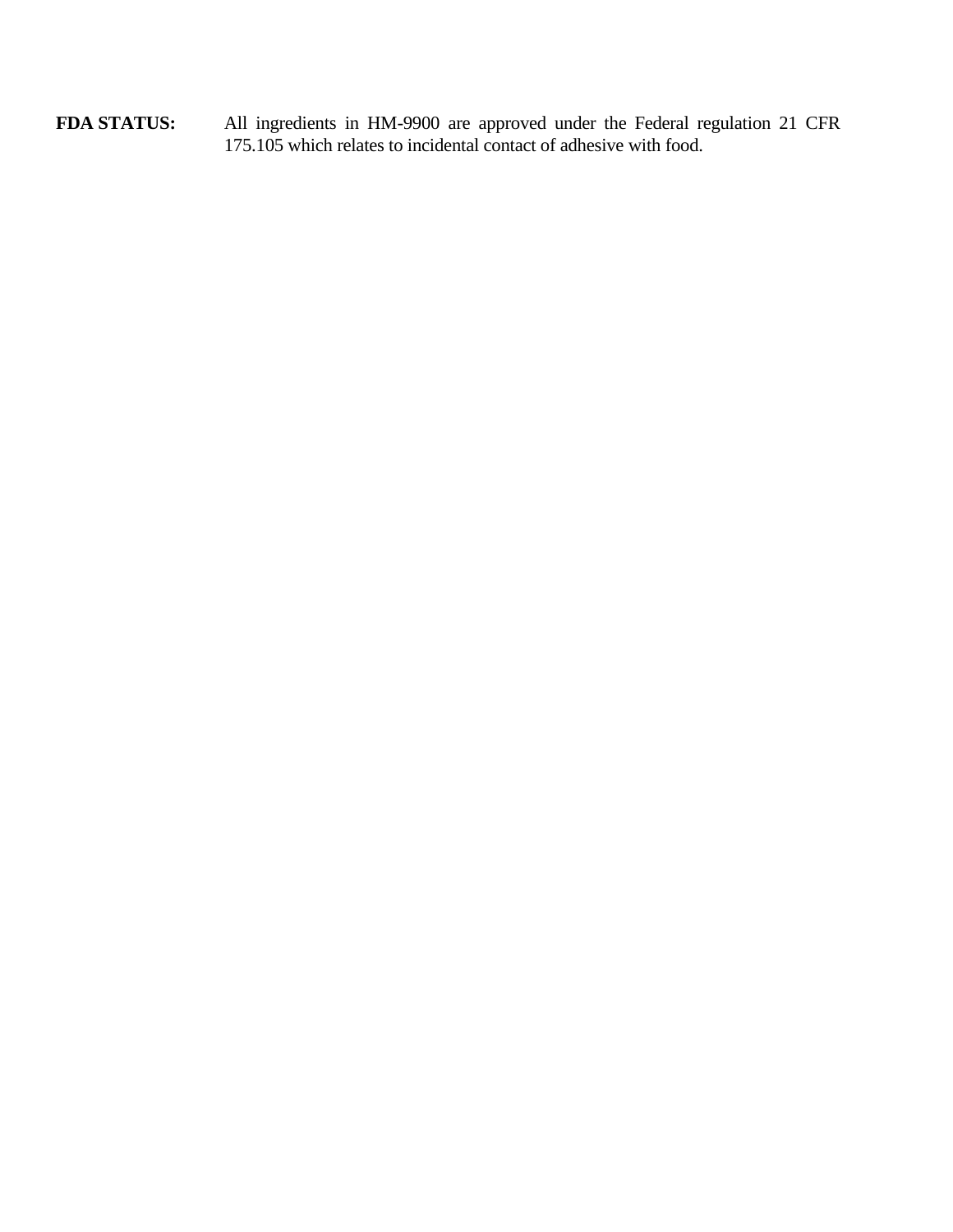**FDA STATUS:** All ingredients in HM-9900 are approved under the Federal regulation 21 CFR 175.105 which relates to incidental contact of adhesive with food.